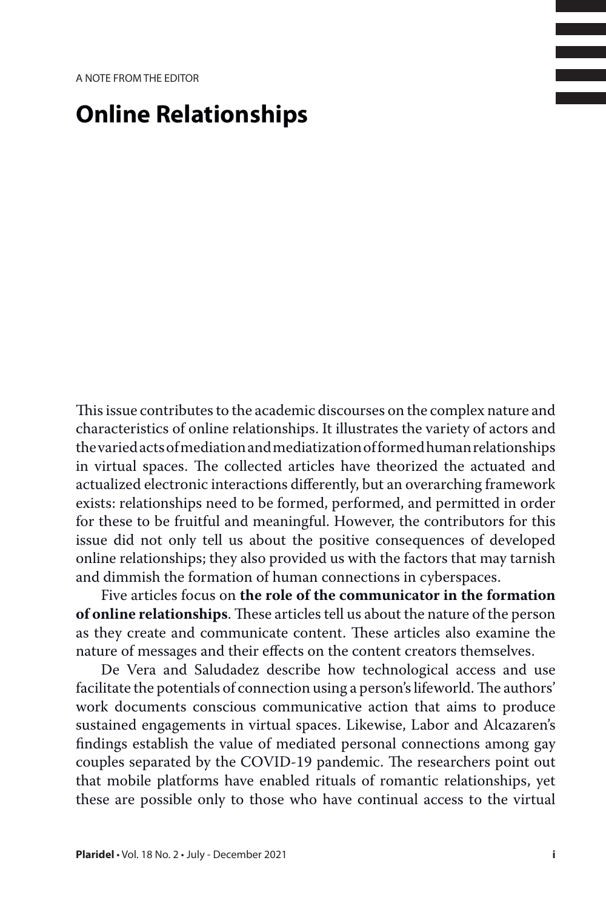A NOTE FROM THE EDITOR

# Online Relationships

This issue contributes to the academic discourses on the complex nature and characteristics of online relationships. It illustrates the variety of actors and the varied acts of mediation and mediatization of formed human relationships in virtual spaces. The collected articles have theorized the actuated and actualized electronic interactions differently, but an overarching framework exists: relationships need to be formed, performed, and permitted in order for these to be fruitful and meaningful. However, the contributors for this issue did not only tell us about the positive consequences of developed online relationships; they also provided us with the factors that may tarnish and dimmish the formation of human connections in cyberspaces.

Five articles focus on **the role of the communicator in the formation of online relationships**. These articles tell us about the nature of the person as they create and communicate content. These articles also examine the nature of messages and their effects on the content creators themselves.

De Vera and Saludadez describe how technological access and use facilitate the potentials of connection using a person's lifeworld. The authors' work documents conscious communicative action that aims to produce sustained engagements in virtual spaces. Likewise, Labor and Alcazaren's findings establish the value of mediated personal connections among gay couples separated by the COVID-19 pandemic. The researchers point out that mobile platforms have enabled rituals of romantic relationships, yet these are possible only to those who have continual access to the virtual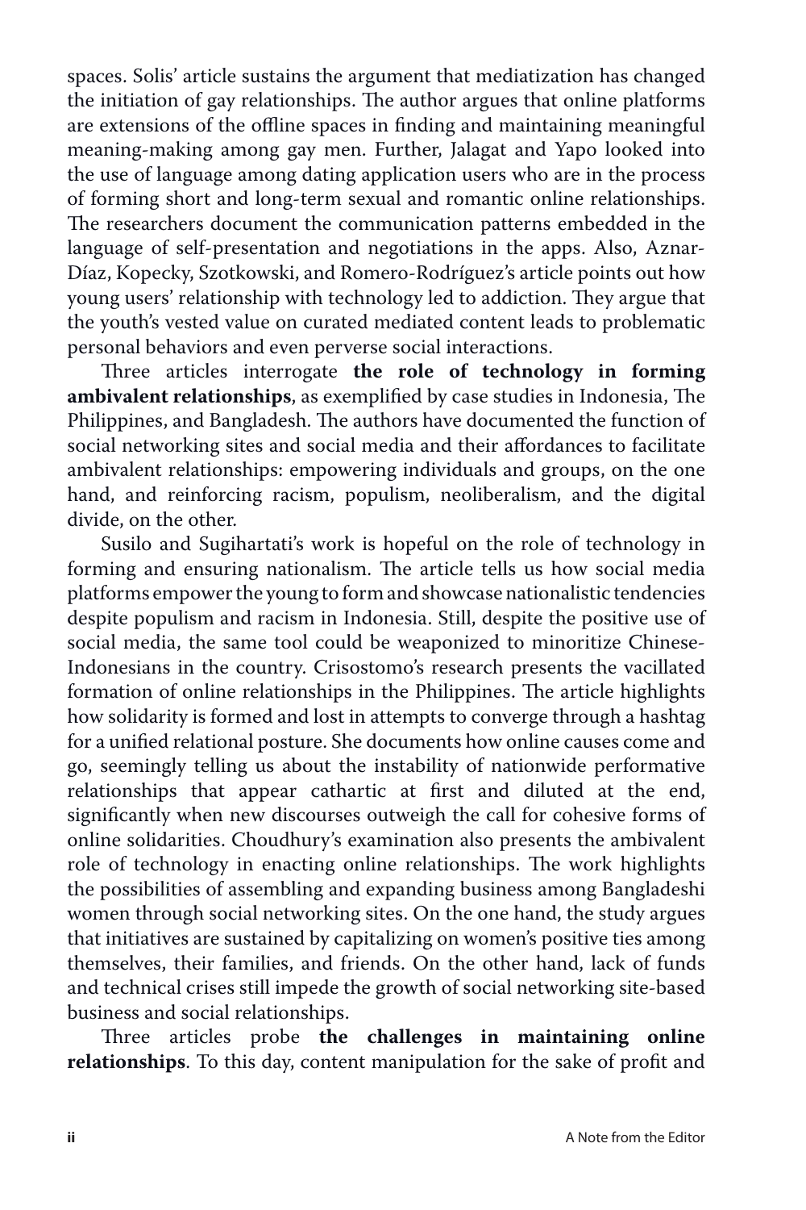spaces. Solis' article sustains the argument that mediatization has changed the initiation of gay relationships. The author argues that online platforms are extensions of the offline spaces in finding and maintaining meaningful meaning-making among gay men. Further, Jalagat and Yapo looked into the use of language among dating application users who are in the process of forming short and long-term sexual and romantic online relationships. The researchers document the communication patterns embedded in the language of self-presentation and negotiations in the apps. Also, Aznar-Díaz, Kopecky, Szotkowski, and Romero-Rodríguez's article points out how young users' relationship with technology led to addiction. They argue that the youth's vested value on curated mediated content leads to problematic personal behaviors and even perverse social interactions.

Three articles interrogate **the role of technology in forming ambivalent relationships**, as exemplified by case studies in Indonesia, The Philippines, and Bangladesh. The authors have documented the function of social networking sites and social media and their affordances to facilitate ambivalent relationships: empowering individuals and groups, on the one hand, and reinforcing racism, populism, neoliberalism, and the digital divide, on the other.

Susilo and Sugihartati's work is hopeful on the role of technology in forming and ensuring nationalism. The article tells us how social media platforms empower the young to form and showcase nationalistic tendencies despite populism and racism in Indonesia. Still, despite the positive use of social media, the same tool could be weaponized to minoritize Chinese-Indonesians in the country. Crisostomo's research presents the vacillated formation of online relationships in the Philippines. The article highlights how solidarity is formed and lost in attempts to converge through a hashtag for a unified relational posture. She documents how online causes come and go, seemingly telling us about the instability of nationwide performative relationships that appear cathartic at first and diluted at the end, significantly when new discourses outweigh the call for cohesive forms of online solidarities. Choudhury's examination also presents the ambivalent role of technology in enacting online relationships. The work highlights the possibilities of assembling and expanding business among Bangladeshi women through social networking sites. On the one hand, the study argues that initiatives are sustained by capitalizing on women's positive ties among themselves, their families, and friends. On the other hand, lack of funds and technical crises still impede the growth of social networking site-based business and social relationships.

Three articles probe **the challenges in maintaining online relationships**. To this day, content manipulation for the sake of profit and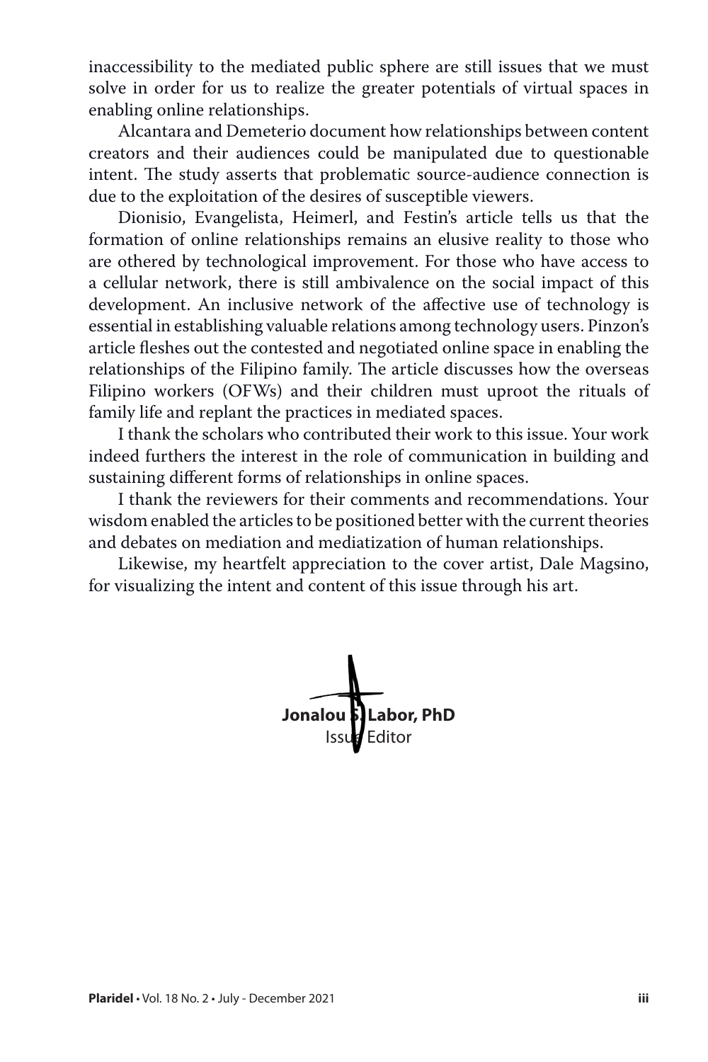inaccessibility to the mediated public sphere are still issues that we must solve in order for us to realize the greater potentials of virtual spaces in enabling online relationships.

Alcantara and Demeterio document how relationships between content creators and their audiences could be manipulated due to questionable intent. The study asserts that problematic source-audience connection is due to the exploitation of the desires of susceptible viewers.

Dionisio, Evangelista, Heimerl, and Festin's article tells us that the formation of online relationships remains an elusive reality to those who are othered by technological improvement. For those who have access to a cellular network, there is still ambivalence on the social impact of this development. An inclusive network of the affective use of technology is essential in establishing valuable relations among technology users. Pinzon's article fleshes out the contested and negotiated online space in enabling the relationships of the Filipino family. The article discusses how the overseas Filipino workers (OFWs) and their children must uproot the rituals of family life and replant the practices in mediated spaces.

I thank the scholars who contributed their work to this issue. Your work indeed furthers the interest in the role of communication in building and sustaining different forms of relationships in online spaces.

I thank the reviewers for their comments and recommendations. Your wisdom enabled the articles to be positioned better with the current theories and debates on mediation and mediatization of human relationships.

Likewise, my heartfelt appreciation to the cover artist, Dale Magsino, for visualizing the intent and content of this issue through his art.

**Jonalou S. Labor, PhD**
Issue Editor